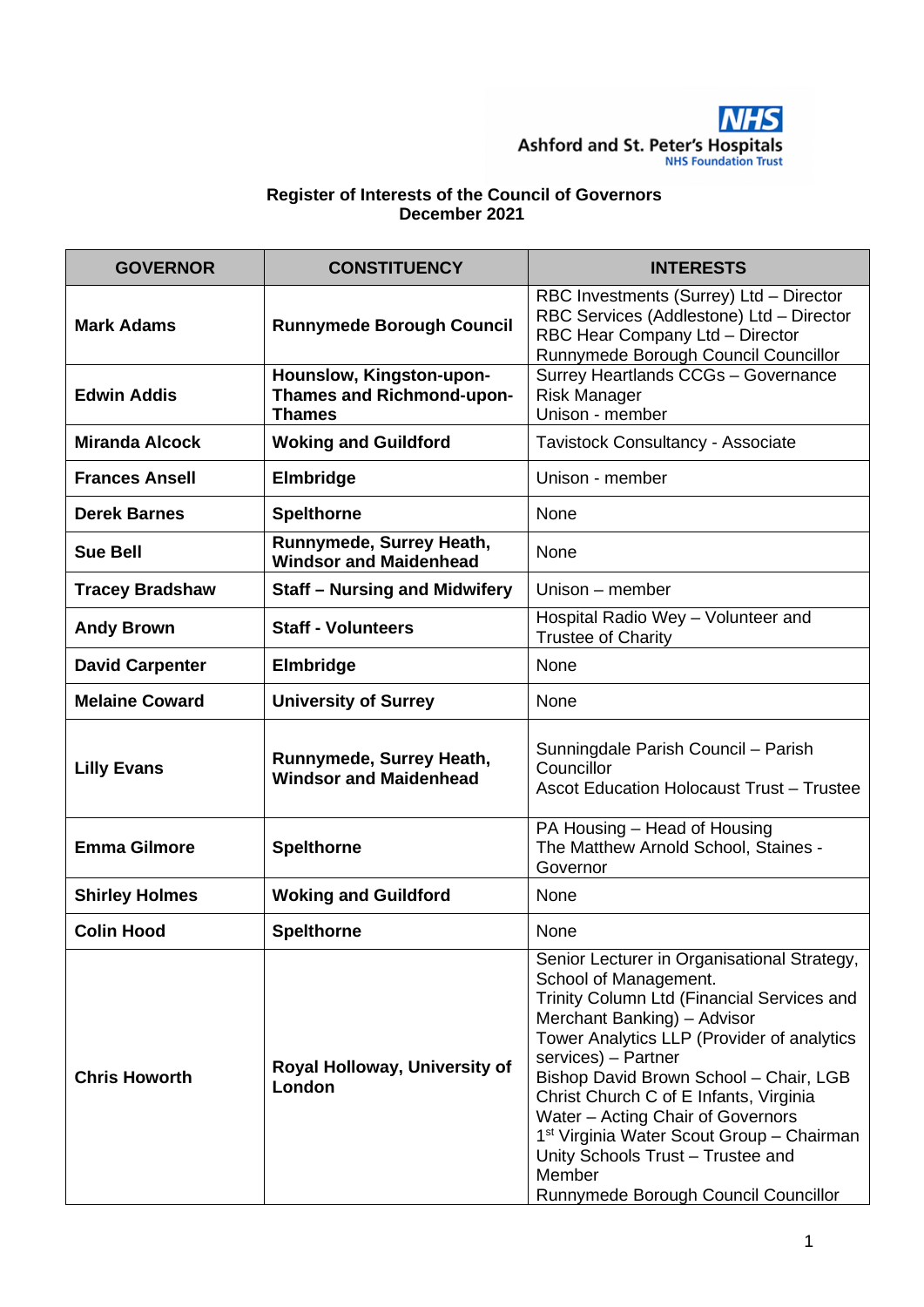NHS
Ashford and St. Peter's Hospitals
NHS Foundation Trust

**Register of Interests of the Council of Governors**
**December 2021**

| GOVERNOR | CONSTITUENCY | INTERESTS |
|---|---|---|
| **Mark Adams** | **Runnymede Borough Council** | RBC Investments (Surrey) Ltd – Director<br>RBC Services (Addlestone) Ltd – Director<br>RBC Hear Company Ltd – Director<br>Runnymede Borough Council Councillor |
| **Edwin Addis** | **Hounslow, Kingston-upon-Thames and Richmond-upon-Thames** | Surrey Heartlands CCGs – Governance Risk Manager<br>Unison - member |
| **Miranda Alcock** | **Woking and Guildford** | Tavistock Consultancy - Associate |
| **Frances Ansell** | **Elmbridge** | Unison - member |
| **Derek Barnes** | **Spelthorne** | None |
| **Sue Bell** | **Runnymede, Surrey Heath, Windsor and Maidenhead** | None |
| **Tracey Bradshaw** | **Staff – Nursing and Midwifery** | Unison – member |
| **Andy Brown** | **Staff - Volunteers** | Hospital Radio Wey – Volunteer and Trustee of Charity |
| **David Carpenter** | **Elmbridge** | None |
| **Melaine Coward** | **University of Surrey** | None |
| **Lilly Evans** | **Runnymede, Surrey Heath, Windsor and Maidenhead** | Sunningdale Parish Council – Parish Councillor<br>Ascot Education Holocaust Trust – Trustee |
| **Emma Gilmore** | **Spelthorne** | PA Housing – Head of Housing<br>The Matthew Arnold School, Staines - Governor |
| **Shirley Holmes** | **Woking and Guildford** | None |
| **Colin Hood** | **Spelthorne** | None |
| **Chris Howorth** | **Royal Holloway, University of London** | Senior Lecturer in Organisational Strategy, School of Management.<br>Trinity Column Ltd (Financial Services and Merchant Banking) – Advisor<br>Tower Analytics LLP (Provider of analytics services) – Partner<br>Bishop David Brown School – Chair, LGB<br>Christ Church C of E Infants, Virginia Water – Acting Chair of Governors<br>1st Virginia Water Scout Group – Chairman<br>Unity Schools Trust – Trustee and Member<br>Runnymede Borough Council Councillor |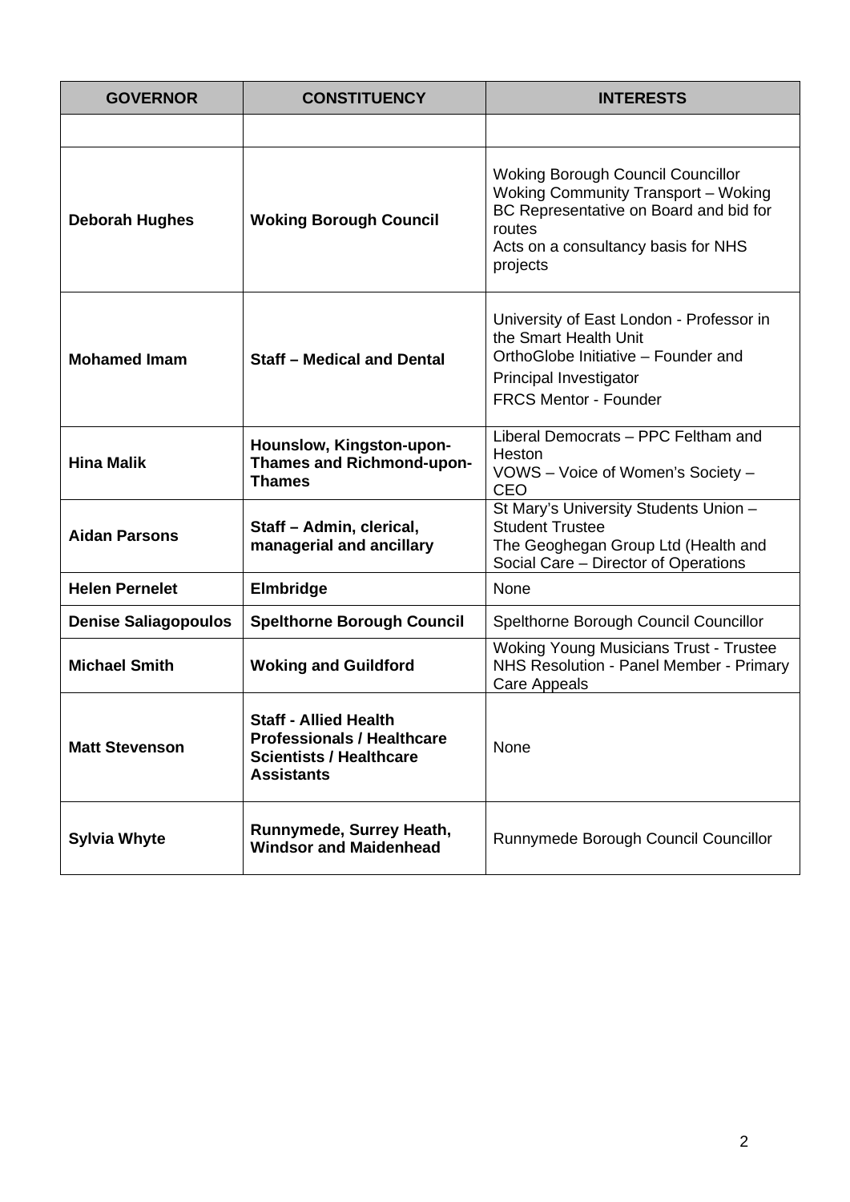| GOVERNOR | CONSTITUENCY | INTERESTS |
| --- | --- | --- |
| | | |
| **Deborah Hughes** | **Woking Borough Council** | Woking Borough Council Councillor<br>Woking Community Transport – Woking BC Representative on Board and bid for routes<br>Acts on a consultancy basis for NHS projects |
| **Mohamed Imam** | **Staff – Medical and Dental** | University of East London - Professor in the Smart Health Unit<br>OrthoGlobe Initiative – Founder and Principal Investigator<br>FRCS Mentor - Founder |
| **Hina Malik** | **Hounslow, Kingston-upon-Thames and Richmond-upon-Thames** | Liberal Democrats – PPC Feltham and Heston<br>VOWS – Voice of Women's Society – CEO |
| **Aidan Parsons** | **Staff – Admin, clerical, managerial and ancillary** | St Mary's University Students Union – Student Trustee<br>The Geoghegan Group Ltd (Health and Social Care – Director of Operations |
| **Helen Pernelet** | **Elmbridge** | None |
| **Denise Saliagopoulos** | **Spelthorne Borough Council** | Spelthorne Borough Council Councillor |
| **Michael Smith** | **Woking and Guildford** | Woking Young Musicians Trust - Trustee<br>NHS Resolution - Panel Member - Primary Care Appeals |
| **Matt Stevenson** | **Staff - Allied Health Professionals / Healthcare Scientists / Healthcare Assistants** | None |
| **Sylvia Whyte** | **Runnymede, Surrey Heath, Windsor and Maidenhead** | Runnymede Borough Council Councillor |